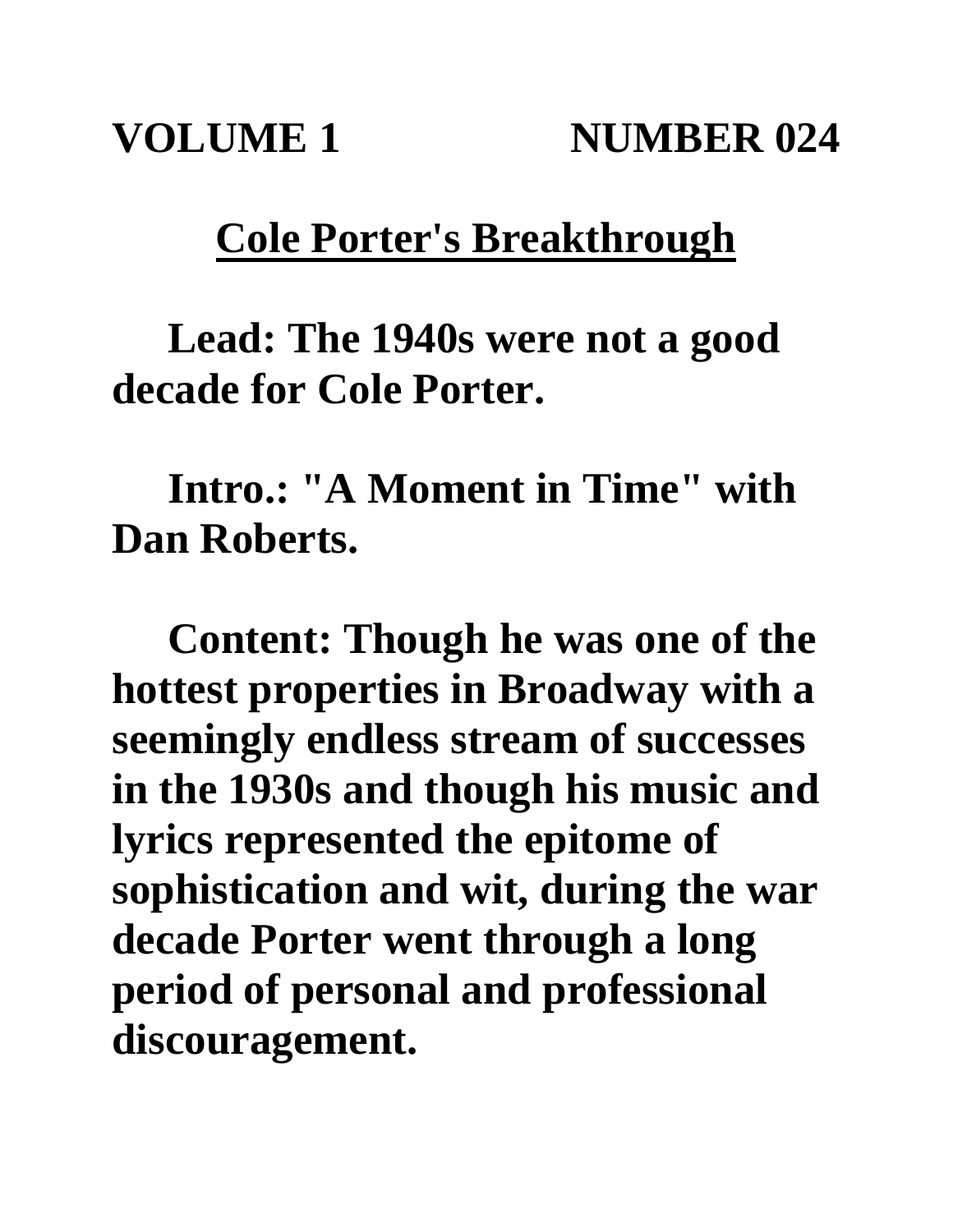**VOLUME 1 NUMBER 024**

# Cole Porter's Breakthrough

**Lead: The 1940s were not a good decade for Cole Porter.**

**Intro.: "A Moment in Time" with Dan Roberts.**

**Content: Though he was one of the hottest properties in Broadway with a seemingly endless stream of successes in the 1930s and though his music and lyrics represented the epitome of sophistication and wit, during the war decade Porter went through a long period of personal and professional discouragement.**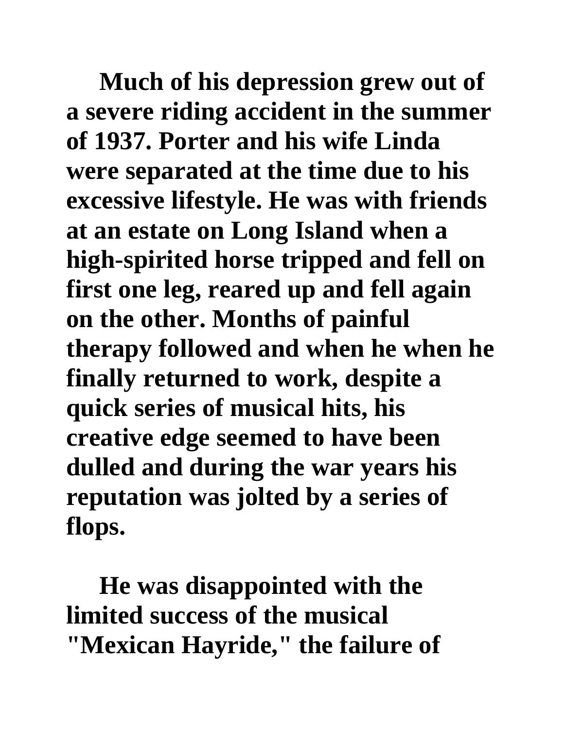**Much of his depression grew out of a severe riding accident in the summer of 1937. Porter and his wife Linda were separated at the time due to his excessive lifestyle. He was with friends at an estate on Long Island when a high-spirited horse tripped and fell on first one leg, reared up and fell again on the other. Months of painful therapy followed and when he when he finally returned to work, despite a quick series of musical hits, his creative edge seemed to have been dulled and during the war years his reputation was jolted by a series of flops.**

**He was disappointed with the limited success of the musical "Mexican Hayride," the failure of**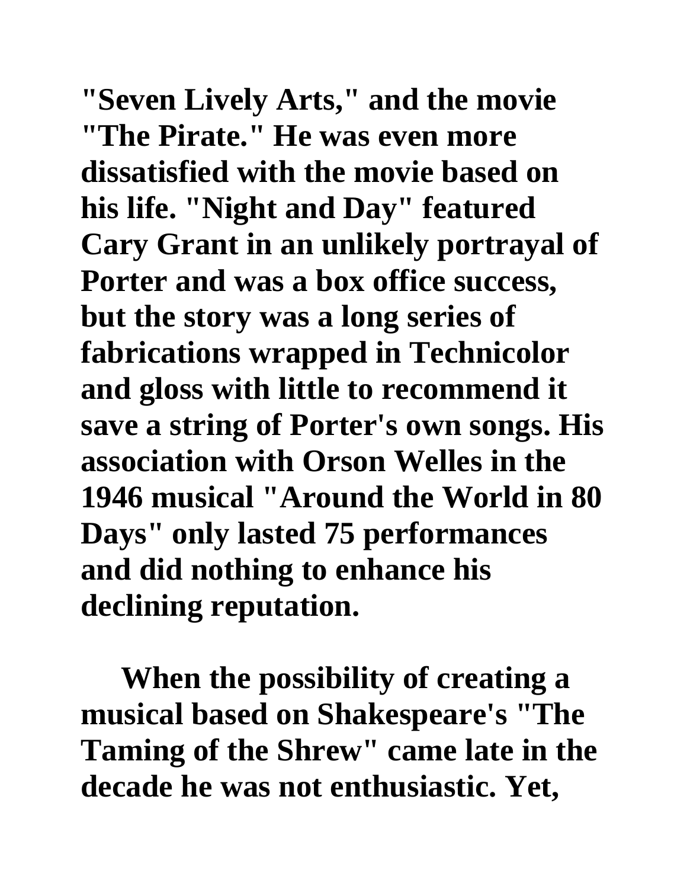"Seven Lively Arts," and the movie "The Pirate." He was even more dissatisfied with the movie based on his life. "Night and Day" featured Cary Grant in an unlikely portrayal of Porter and was a box office success, but the story was a long series of fabrications wrapped in Technicolor and gloss with little to recommend it save a string of Porter's own songs. His association with Orson Welles in the 1946 musical "Around the World in 80 Days" only lasted 75 performances and did nothing to enhance his declining reputation.

When the possibility of creating a musical based on Shakespeare's "The Taming of the Shrew" came late in the decade he was not enthusiastic. Yet,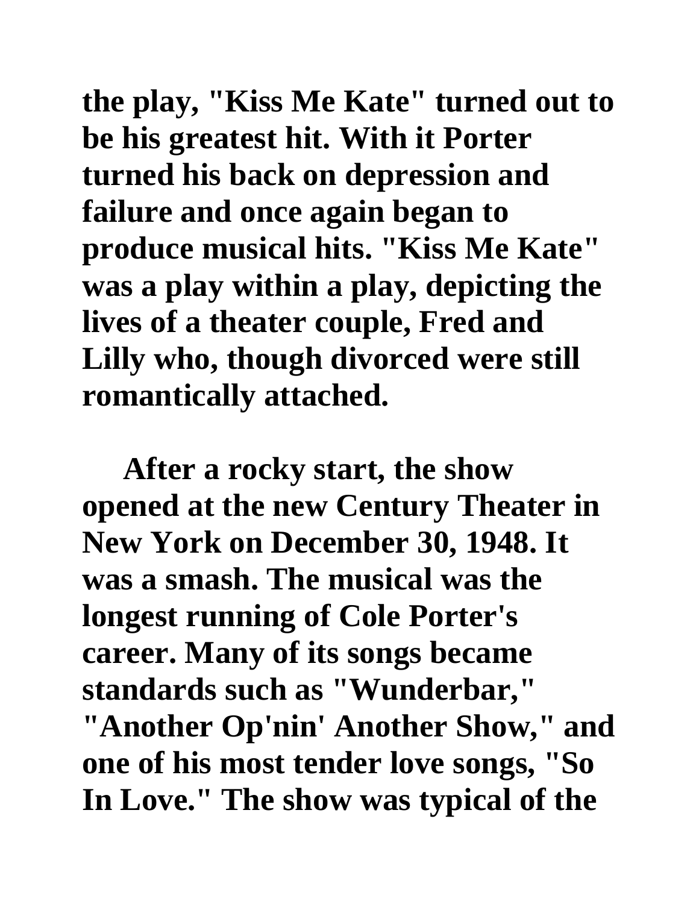**the play, "Kiss Me Kate" turned out to be his greatest hit. With it Porter turned his back on depression and failure and once again began to produce musical hits. "Kiss Me Kate" was a play within a play, depicting the lives of a theater couple, Fred and Lilly who, though divorced were still romantically attached.**

**After a rocky start, the show opened at the new Century Theater in New York on December 30, 1948. It was a smash. The musical was the longest running of Cole Porter's career. Many of its songs became standards such as "Wunderbar," "Another Op'nin' Another Show," and one of his most tender love songs, "So In Love." The show was typical of the**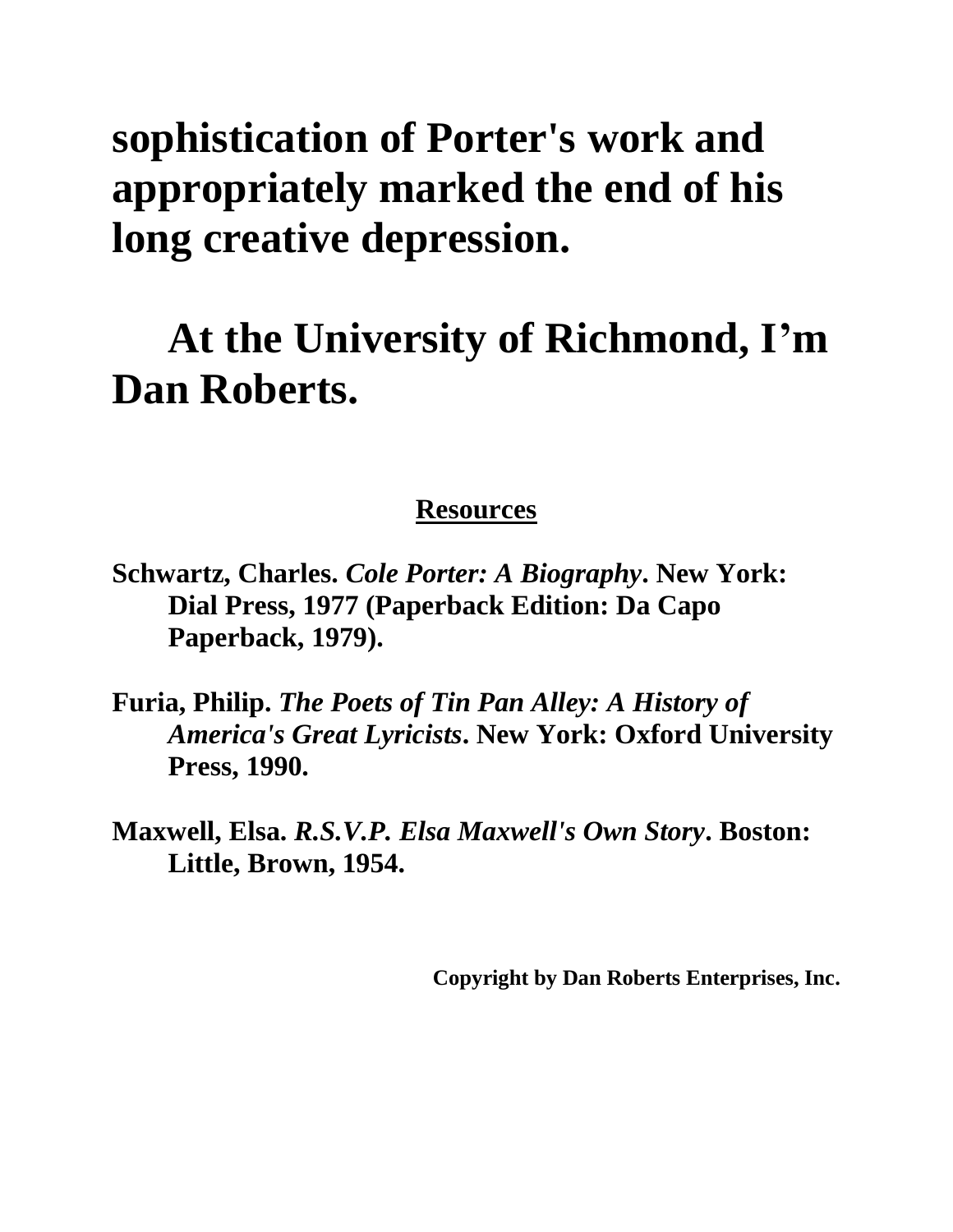**sophistication of Porter's work and appropriately marked the end of his long creative depression.**

**At the University of Richmond, I'm Dan Roberts.**

## Resources

**Schwartz, Charles. *Cole Porter: A Biography*. New York: Dial Press, 1977 (Paperback Edition: Da Capo Paperback, 1979).**

**Furia, Philip. *The Poets of Tin Pan Alley: A History of America's Great Lyricists*. New York: Oxford University Press, 1990.**

**Maxwell, Elsa. *R.S.V.P. Elsa Maxwell's Own Story*. Boston: Little, Brown, 1954.**

**Copyright by Dan Roberts Enterprises, Inc.**